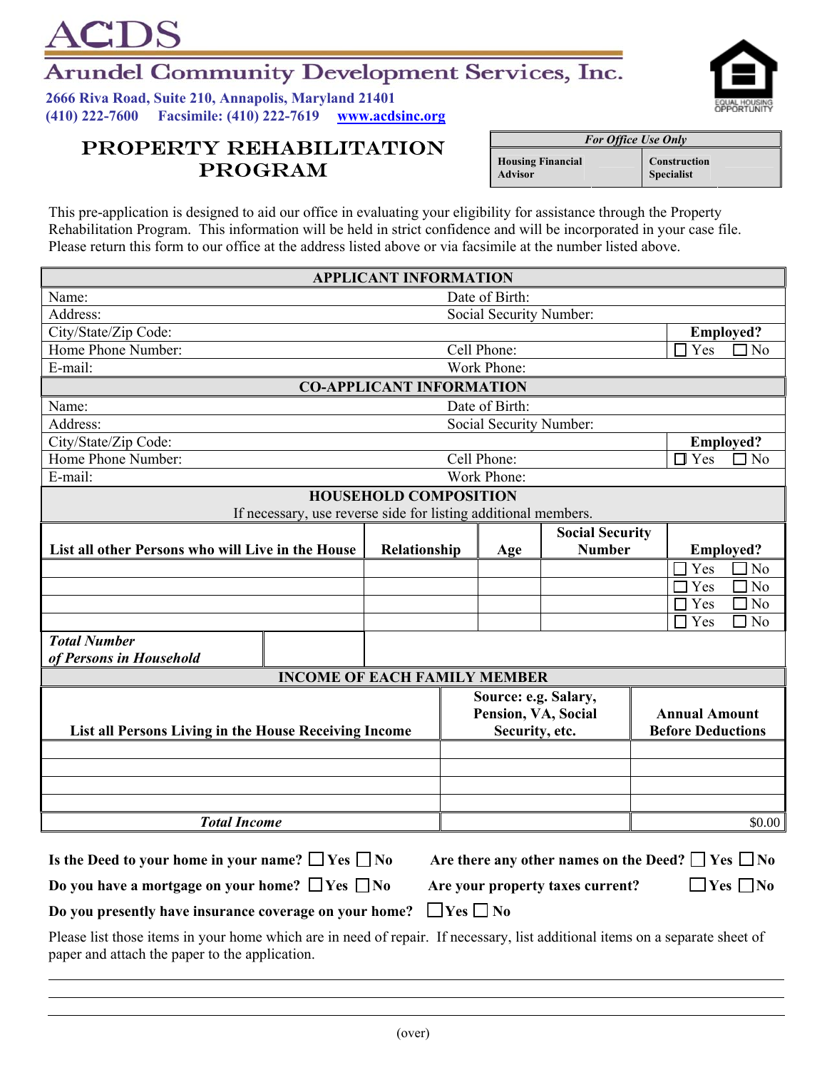# ACDS

## Arundel Community Development Services, Inc.

**2666 Riva Road, Suite 210, Annapolis, Maryland 21401**
**(410) 222-7600 Facsimile: (410) 222-7619 www.acdsinc.org**

EQUAL HOUSING OPPORTUNITY

# PROPERTY REHABILITATION PROGRAM

| *For Office Use Only* | | | |
|---|---|---|---|
| **Housing Financial Advisor** | | **Construction Specialist** | |

This pre-application is designed to aid our office in evaluating your eligibility for assistance through the Property Rehabilitation Program. This information will be held in strict confidence and will be incorporated in your case file. Please return this form to our office at the address listed above or via facsimile at the number listed above.

| **APPLICANT INFORMATION** | | |
|---|---|---|
| Name: | Date of Birth: | |
| Address: | Social Security Number: | |
| City/State/Zip Code: | | **Employed?** |
| Home Phone Number: | Cell Phone: | ☐ Yes ☐ No |
| E-mail: | Work Phone: | |

| **CO-APPLICANT INFORMATION** | | |
|---|---|---|
| Name: | Date of Birth: | |
| Address: | Social Security Number: | |
| City/State/Zip Code: | | **Employed?** |
| Home Phone Number: | Cell Phone: | ☐ Yes ☐ No |
| E-mail: | Work Phone: | |

**HOUSEHOLD COMPOSITION**
If necessary, use reverse side for listing additional members.

| **List all other Persons who will Live in the House** | **Relationship** | **Age** | **Social Security Number** | **Employed?** |
|---|---|---|---|---|
| | | | | ☐ Yes ☐ No |
| | | | | ☐ Yes ☐ No |
| | | | | ☐ Yes ☐ No |
| | | | | ☐ Yes ☐ No |
| ***Total Number of Persons in Household*** | | | | |

**INCOME OF EACH FAMILY MEMBER**

| **List all Persons Living in the House Receiving Income** | **Source: e.g. Salary, Pension, VA, Social Security, etc.** | **Annual Amount Before Deductions** |
|---|---|---|
| | | |
| | | |
| | | |
| | | |
| ***Total Income*** | | $0.00 |

**Is the Deed to your home in your name?** ☐ Yes ☐ No **Are there any other names on the Deed?** ☐ Yes ☐ No

**Do you have a mortgage on your home?** ☐ Yes ☐ No **Are your property taxes current?** ☐ Yes ☐ No

**Do you presently have insurance coverage on your home?** ☐ Yes ☐ No

Please list those items in your home which are in need of repair. If necessary, list additional items on a separate sheet of paper and attach the paper to the application.

\_\_\_\_\_\_\_\_\_\_\_\_\_\_\_\_\_\_\_\_\_\_\_\_\_\_\_\_\_\_\_\_\_\_\_\_\_\_\_\_\_\_\_\_\_\_\_\_\_\_\_\_\_\_\_\_\_\_\_\_\_\_\_\_\_\_\_\_\_\_

\_\_\_\_\_\_\_\_\_\_\_\_\_\_\_\_\_\_\_\_\_\_\_\_\_\_\_\_\_\_\_\_\_\_\_\_\_\_\_\_\_\_\_\_\_\_\_\_\_\_\_\_\_\_\_\_\_\_\_\_\_\_\_\_\_\_\_\_\_\_

\_\_\_\_\_\_\_\_\_\_\_\_\_\_\_\_\_\_\_\_\_\_\_\_\_\_\_\_\_\_\_\_\_\_\_\_\_\_\_\_\_\_\_\_\_\_\_\_\_\_\_\_\_\_\_\_\_\_\_\_\_\_\_\_\_\_\_\_\_\_

(over)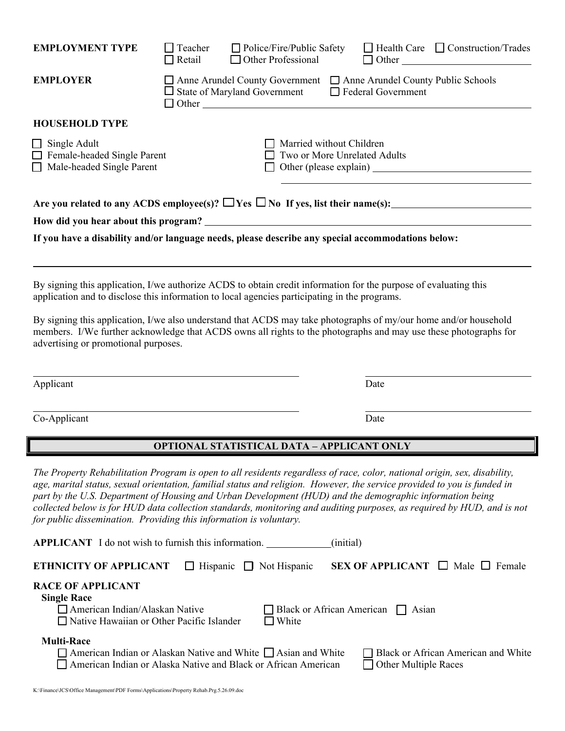**EMPLOYMENT TYPE** ☐ Teacher ☐ Police/Fire/Public Safety ☐ Health Care ☐ Construction/Trades ☐ Retail ☐ Other Professional ☐ Other ____________

**EMPLOYER** ☐ Anne Arundel County Government ☐ Anne Arundel County Public Schools ☐ State of Maryland Government ☐ Federal Government ☐ Other ____________

**HOUSEHOLD TYPE**

☐ Single Adult
☐ Female-headed Single Parent
☐ Male-headed Single Parent
☐ Married without Children
☐ Two or More Unrelated Adults
☐ Other (please explain) ____________

**Are you related to any ACDS employee(s)? ☐ Yes ☐ No If yes, list their name(s):** ____________

**How did you hear about this program?** ____________

**If you have a disability and/or language needs, please describe any special accommodations below:**

____________

By signing this application, I/we authorize ACDS to obtain credit information for the purpose of evaluating this application and to disclose this information to local agencies participating in the programs.

By signing this application, I/we also understand that ACDS may take photographs of my/our home and/or household members. I/We further acknowledge that ACDS owns all rights to the photographs and may use these photographs for advertising or promotional purposes.

____________ ____________
Applicant Date

____________ ____________
Co-Applicant Date

## OPTIONAL STATISTICAL DATA – APPLICANT ONLY

*The Property Rehabilitation Program is open to all residents regardless of race, color, national origin, sex, disability, age, marital status, sexual orientation, familial status and religion. However, the service provided to you is funded in part by the U.S. Department of Housing and Urban Development (HUD) and the demographic information being collected below is for HUD data collection standards, monitoring and auditing purposes, as required by HUD, and is not for public dissemination. Providing this information is voluntary.*

**APPLICANT** I do not wish to furnish this information. ____________(initial)

**ETHNICITY OF APPLICANT** ☐ Hispanic ☐ Not Hispanic **SEX OF APPLICANT** ☐ Male ☐ Female

**RACE OF APPLICANT**

**Single Race**

☐ American Indian/Alaskan Native ☐ Black or African American ☐ Asian
☐ Native Hawaiian or Other Pacific Islander ☐ White

**Multi-Race**

☐ American Indian or Alaskan Native and White ☐ Asian and White ☐ Black or African American and White
☐ American Indian or Alaska Native and Black or African American ☐ Other Multiple Races

K:\Finance\JCS\Office Management\PDF Forms\Applications\Property Rehab.Prg.5.26.09.doc